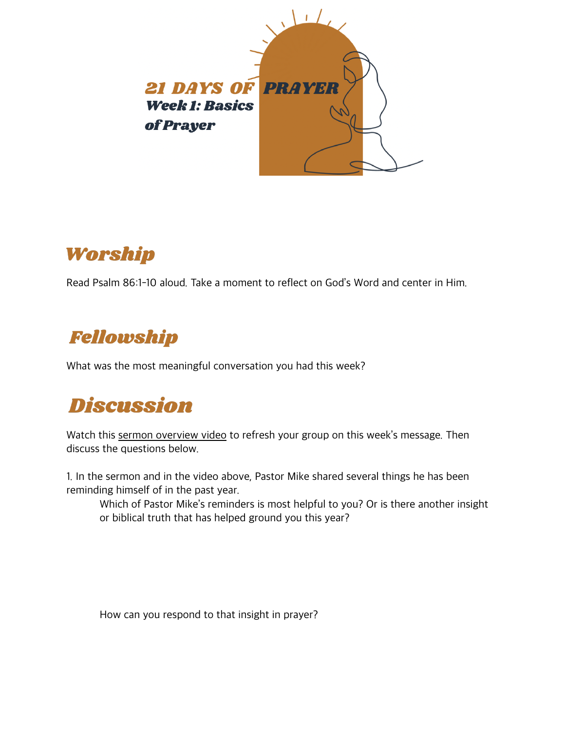# 21 DAYS OF PRAYER

## Week 1: Basics of Prayer

## Worship

Read Psalm 86:1-10 aloud. Take a moment to reflect on God's Word and center in Him.

## Fellowship

What was the most meaningful conversation you had this week?

## Discussion

Watch this sermon overview video to refresh your group on this week's message. Then discuss the questions below.

1. In the sermon and in the video above, Pastor Mike shared several things he has been reminding himself of in the past year.

   Which of Pastor Mike's reminders is most helpful to you? Or is there another insight or biblical truth that has helped ground you this year?

   How can you respond to that insight in prayer?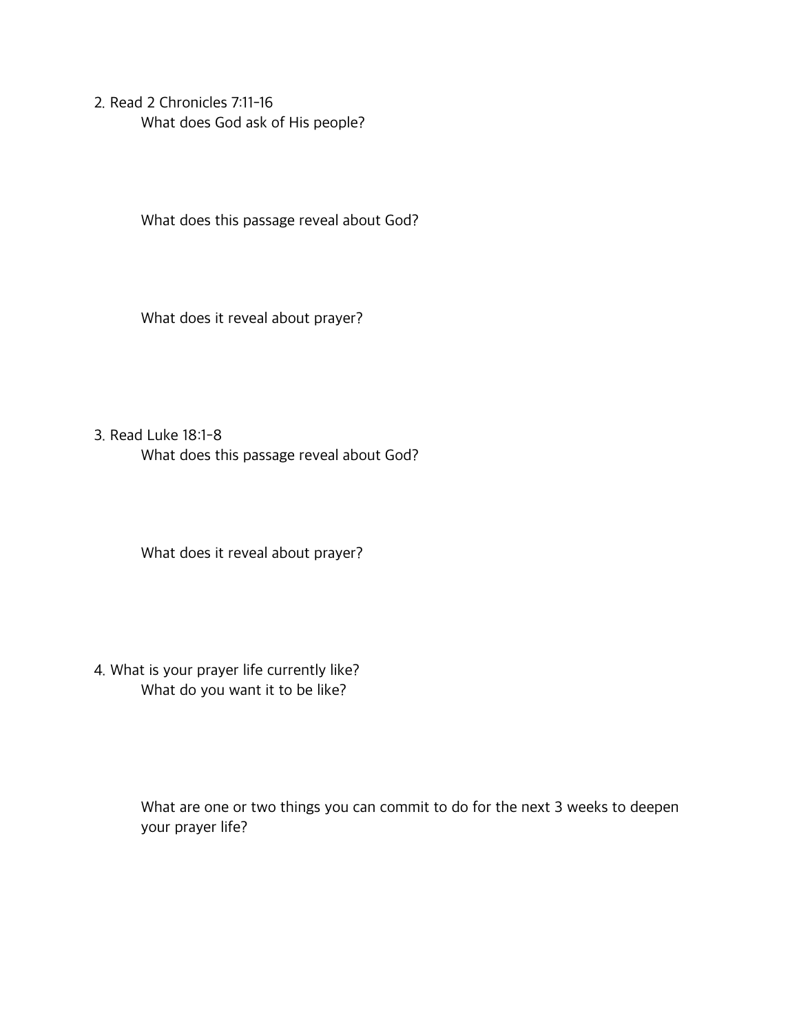2. Read 2 Chronicles 7:11-16

    What does God ask of His people?

    What does this passage reveal about God?

    What does it reveal about prayer?

3. Read Luke 18:1-8

    What does this passage reveal about God?

    What does it reveal about prayer?

4. What is your prayer life currently like?

    What do you want it to be like?

    What are one or two things you can commit to do for the next 3 weeks to deepen your prayer life?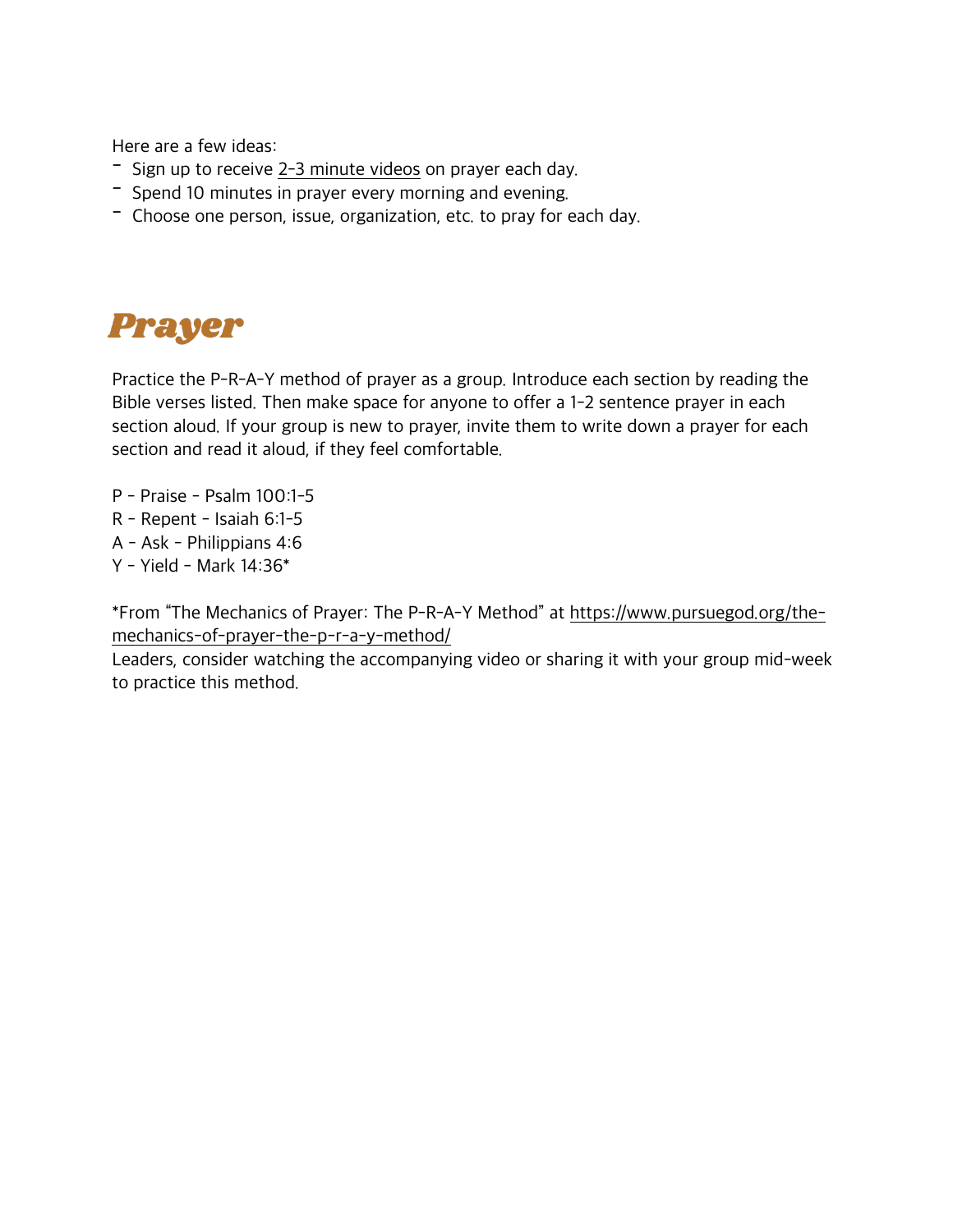Here are a few ideas:

- Sign up to receive 2-3 minute videos on prayer each day.
- Spend 10 minutes in prayer every morning and evening.
- Choose one person, issue, organization, etc. to pray for each day.

## *Prayer*

Practice the P-R-A-Y method of prayer as a group. Introduce each section by reading the Bible verses listed. Then make space for anyone to offer a 1-2 sentence prayer in each section aloud. If your group is new to prayer, invite them to write down a prayer for each section and read it aloud, if they feel comfortable.

P - Praise - Psalm 100:1-5
R - Repent - Isaiah 6:1-5
A - Ask - Philippians 4:6
Y - Yield - Mark 14:36*

*From "The Mechanics of Prayer: The P-R-A-Y Method" at https://www.pursuegod.org/the-mechanics-of-prayer-the-p-r-a-y-method/
Leaders, consider watching the accompanying video or sharing it with your group mid-week to practice this method.